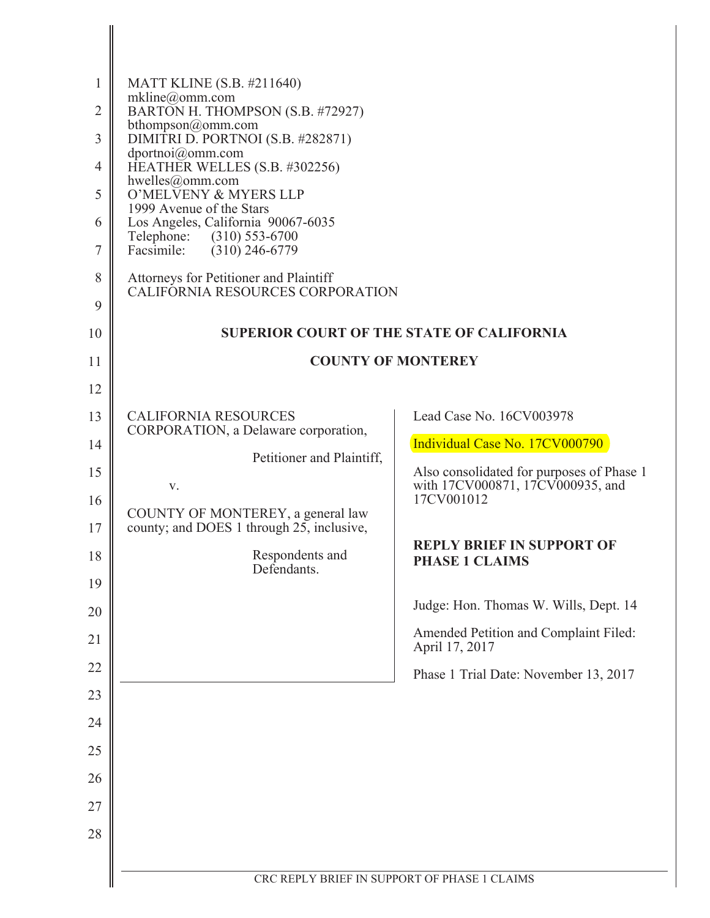MATT KLINE (S.B. #211640)
mkline@omm.com
BARTON H. THOMPSON (S.B. #72927)
bthompson@omm.com
DIMITRI D. PORTNOI (S.B. #282871)
dportnoi@omm.com
HEATHER WELLES (S.B. #302256)
hwelles@omm.com
O'MELVENY & MYERS LLP
1999 Avenue of the Stars
Los Angeles, California 90067-6035
Telephone: (310) 553-6700
Facsimile: (310) 246-6779

Attorneys for Petitioner and Plaintiff
CALIFORNIA RESOURCES CORPORATION

**SUPERIOR COURT OF THE STATE OF CALIFORNIA**

**COUNTY OF MONTEREY**

CALIFORNIA RESOURCES CORPORATION, a Delaware corporation,

Petitioner and Plaintiff,

v.

COUNTY OF MONTEREY, a general law county; and DOES 1 through 25, inclusive,

Respondents and Defendants.

Lead Case No. 16CV003978

Individual Case No. 17CV000790

Also consolidated for purposes of Phase 1 with 17CV000871, 17CV000935, and 17CV001012

**REPLY BRIEF IN SUPPORT OF PHASE 1 CLAIMS**

Judge: Hon. Thomas W. Wills, Dept. 14

Amended Petition and Complaint Filed: April 17, 2017

Phase 1 Trial Date: November 13, 2017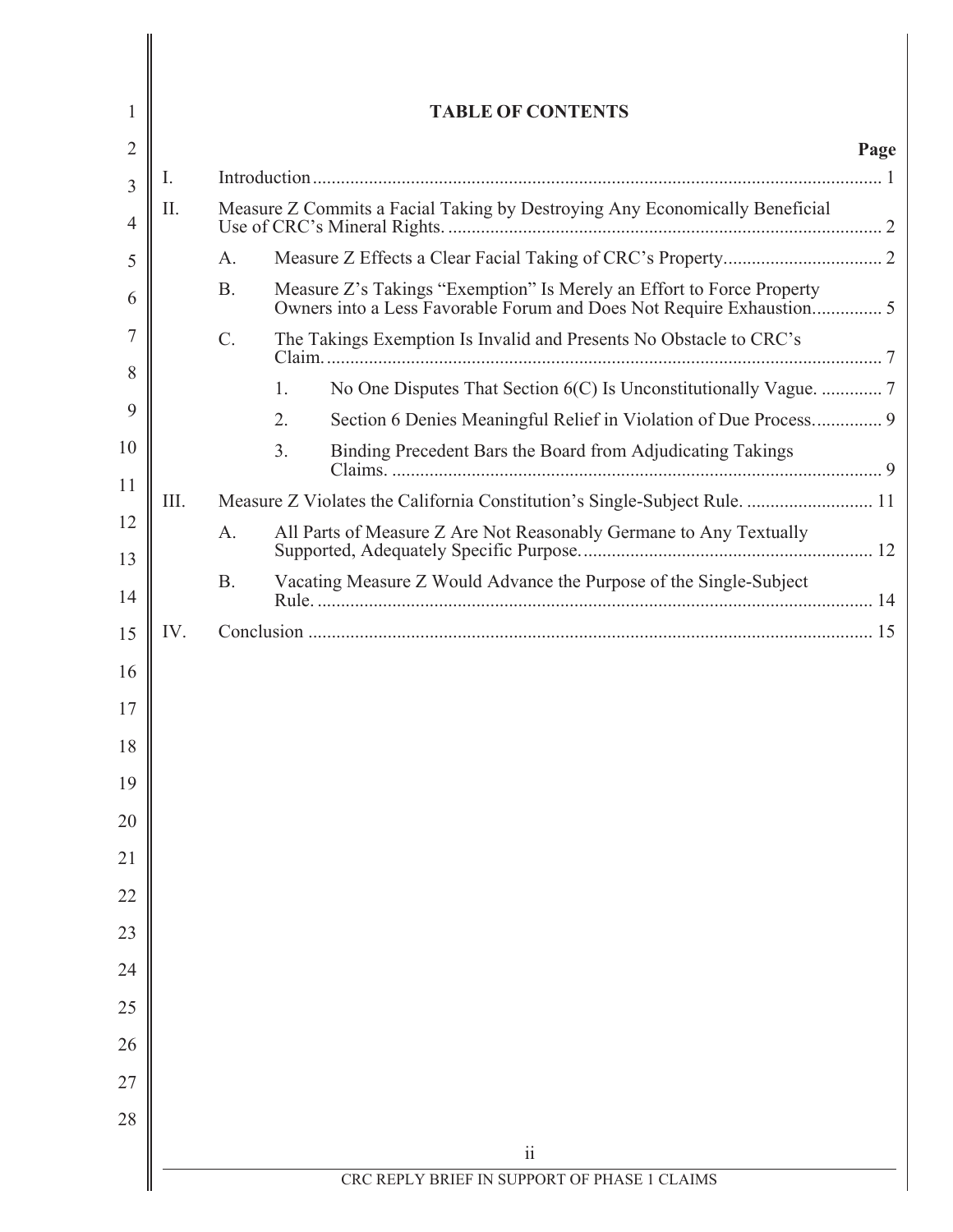# TABLE OF CONTENTS

| | | | | Page |
|---|---|---|---|---|
| I. | Introduction | | | 1 |
| II. | Measure Z Commits a Facial Taking by Destroying Any Economically Beneficial Use of CRC's Mineral Rights. | | | 2 |
| | A. | Measure Z Effects a Clear Facial Taking of CRC's Property | | 2 |
| | B. | Measure Z's Takings "Exemption" Is Merely an Effort to Force Property Owners into a Less Favorable Forum and Does Not Require Exhaustion | | 5 |
| | C. | The Takings Exemption Is Invalid and Presents No Obstacle to CRC's Claim. | | 7 |
| | | 1. | No One Disputes That Section 6(C) Is Unconstitutionally Vague. | 7 |
| | | 2. | Section 6 Denies Meaningful Relief in Violation of Due Process | 9 |
| | | 3. | Binding Precedent Bars the Board from Adjudicating Takings Claims. | 9 |
| III. | Measure Z Violates the California Constitution's Single-Subject Rule. | | | 11 |
| | A. | All Parts of Measure Z Are Not Reasonably Germane to Any Textually Supported, Adequately Specific Purpose. | | 12 |
| | B. | Vacating Measure Z Would Advance the Purpose of the Single-Subject Rule. | | 14 |
| IV. | Conclusion | | | 15 |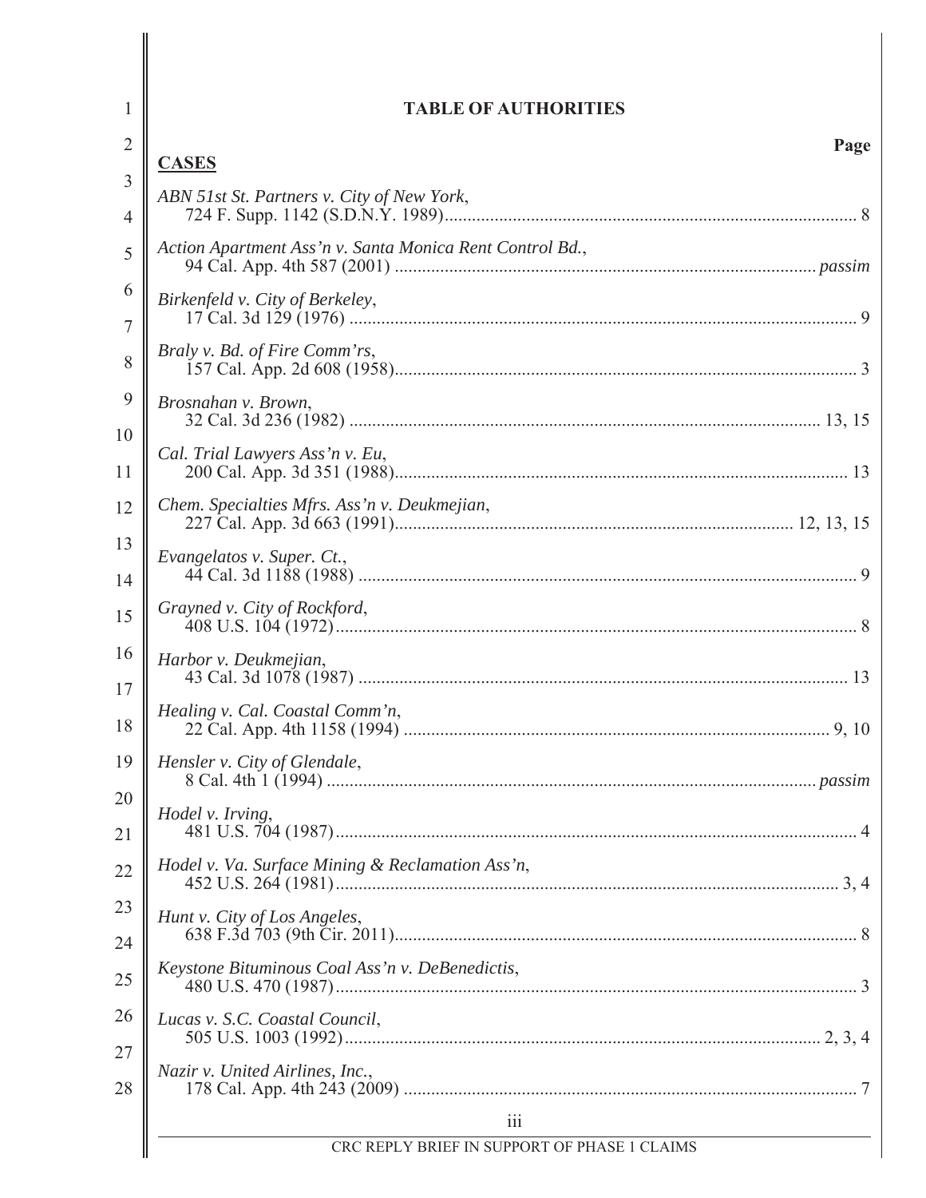# TABLE OF AUTHORITIES

| | Page |
|---|---|
| **CASES** | |
| *ABN 51st St. Partners v. City of New York*, 724 F. Supp. 1142 (S.D.N.Y. 1989) | 8 |
| *Action Apartment Ass'n v. Santa Monica Rent Control Bd.*, 94 Cal. App. 4th 587 (2001) | *passim* |
| *Birkenfeld v. City of Berkeley*, 17 Cal. 3d 129 (1976) | 9 |
| *Braly v. Bd. of Fire Comm'rs*, 157 Cal. App. 2d 608 (1958) | 3 |
| *Brosnahan v. Brown*, 32 Cal. 3d 236 (1982) | 13, 15 |
| *Cal. Trial Lawyers Ass'n v. Eu*, 200 Cal. App. 3d 351 (1988) | 13 |
| *Chem. Specialties Mfrs. Ass'n v. Deukmejian*, 227 Cal. App. 3d 663 (1991) | 12, 13, 15 |
| *Evangelatos v. Super. Ct.*, 44 Cal. 3d 1188 (1988) | 9 |
| *Grayned v. City of Rockford*, 408 U.S. 104 (1972) | 8 |
| *Harbor v. Deukmejian*, 43 Cal. 3d 1078 (1987) | 13 |
| *Healing v. Cal. Coastal Comm'n*, 22 Cal. App. 4th 1158 (1994) | 9, 10 |
| *Hensler v. City of Glendale*, 8 Cal. 4th 1 (1994) | *passim* |
| *Hodel v. Irving*, 481 U.S. 704 (1987) | 4 |
| *Hodel v. Va. Surface Mining & Reclamation Ass'n*, 452 U.S. 264 (1981) | 3, 4 |
| *Hunt v. City of Los Angeles*, 638 F.3d 703 (9th Cir. 2011) | 8 |
| *Keystone Bituminous Coal Ass'n v. DeBenedictis*, 480 U.S. 470 (1987) | 3 |
| *Lucas v. S.C. Coastal Council*, 505 U.S. 1003 (1992) | 2, 3, 4 |
| *Nazir v. United Airlines, Inc.*, 178 Cal. App. 4th 243 (2009) | 7 |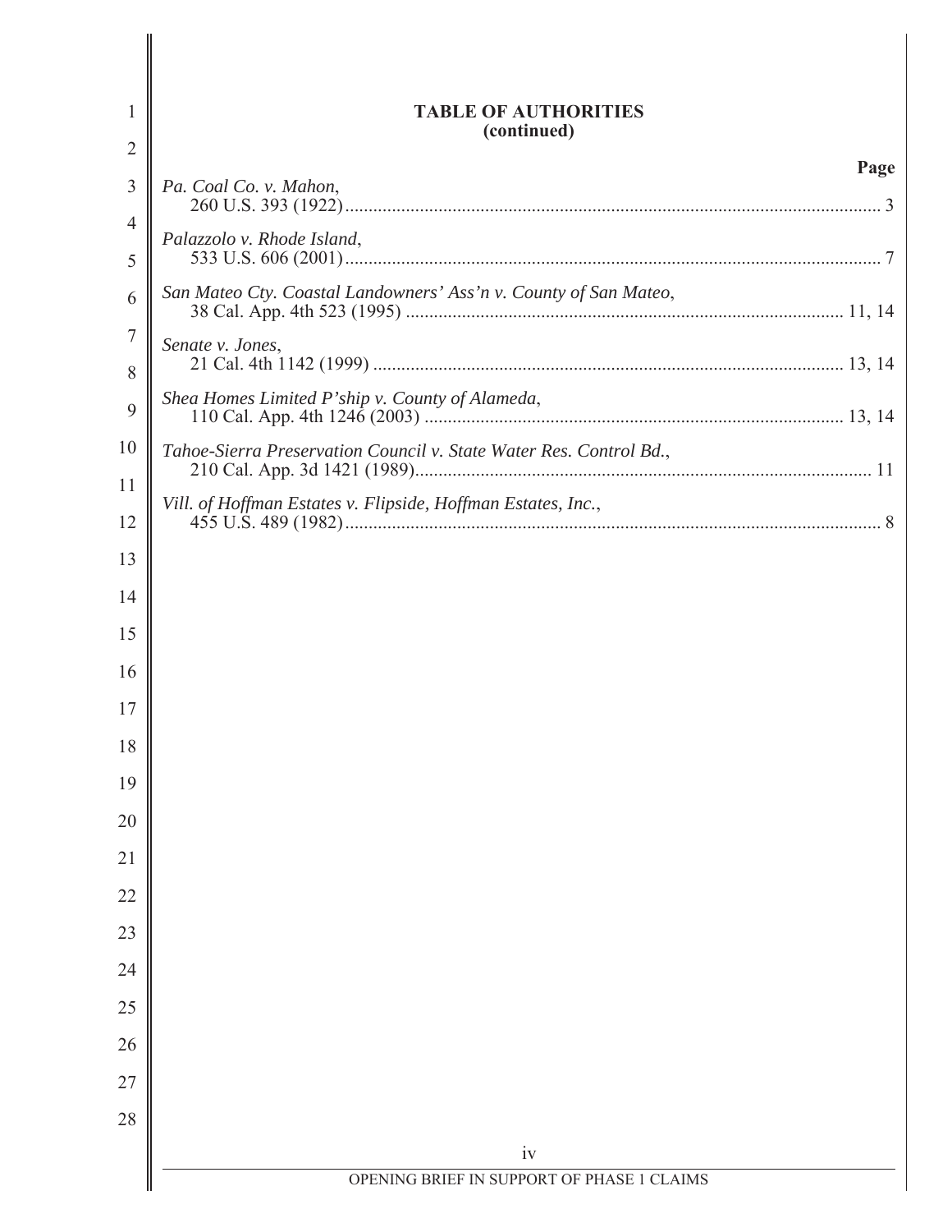**TABLE OF AUTHORITIES**
**(continued)**

**Page**

*Pa. Coal Co. v. Mahon*,
260 U.S. 393 (1922) .......... 3

*Palazzolo v. Rhode Island*,
533 U.S. 606 (2001) .......... 7

*San Mateo Cty. Coastal Landowners' Ass'n v. County of San Mateo*,
38 Cal. App. 4th 523 (1995) .......... 11, 14

*Senate v. Jones*,
21 Cal. 4th 1142 (1999) .......... 13, 14

*Shea Homes Limited P'ship v. County of Alameda*,
110 Cal. App. 4th 1246 (2003) .......... 13, 14

*Tahoe-Sierra Preservation Council v. State Water Res. Control Bd.*,
210 Cal. App. 3d 1421 (1989) .......... 11

*Vill. of Hoffman Estates v. Flipside, Hoffman Estates, Inc.*,
455 U.S. 489 (1982) .......... 8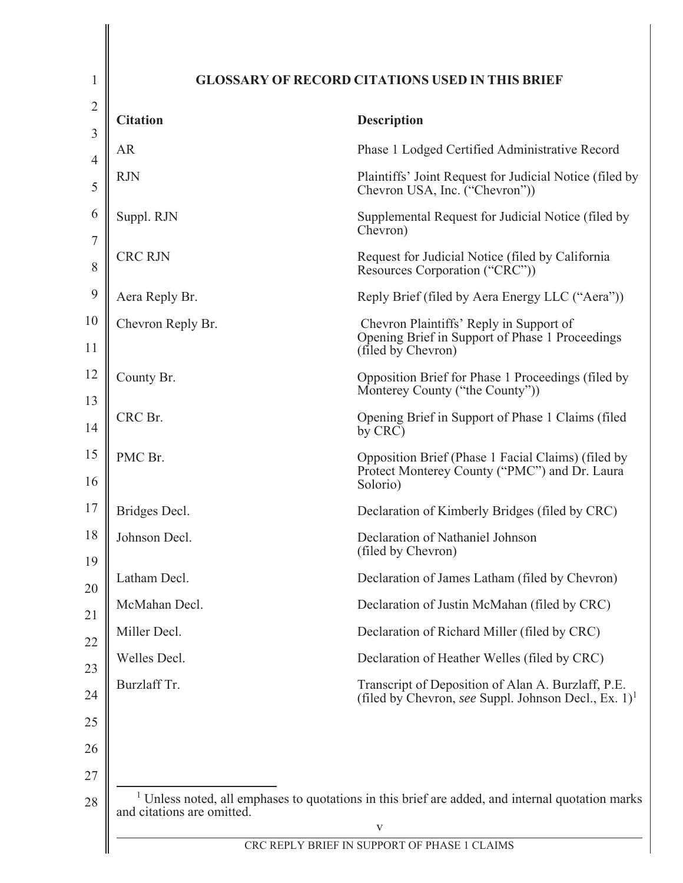## GLOSSARY OF RECORD CITATIONS USED IN THIS BRIEF

| Citation | Description |
|---|---|
| AR | Phase 1 Lodged Certified Administrative Record |
| RJN | Plaintiffs' Joint Request for Judicial Notice (filed by Chevron USA, Inc. ("Chevron")) |
| Suppl. RJN | Supplemental Request for Judicial Notice (filed by Chevron) |
| CRC RJN | Request for Judicial Notice (filed by California Resources Corporation ("CRC")) |
| Aera Reply Br. | Reply Brief (filed by Aera Energy LLC ("Aera")) |
| Chevron Reply Br. | Chevron Plaintiffs' Reply in Support of Opening Brief in Support of Phase 1 Proceedings (filed by Chevron) |
| County Br. | Opposition Brief for Phase 1 Proceedings (filed by Monterey County ("the County")) |
| CRC Br. | Opening Brief in Support of Phase 1 Claims (filed by CRC) |
| PMC Br. | Opposition Brief (Phase 1 Facial Claims) (filed by Protect Monterey County ("PMC") and Dr. Laura Solorio) |
| Bridges Decl. | Declaration of Kimberly Bridges (filed by CRC) |
| Johnson Decl. | Declaration of Nathaniel Johnson (filed by Chevron) |
| Latham Decl. | Declaration of James Latham (filed by Chevron) |
| McMahan Decl. | Declaration of Justin McMahan (filed by CRC) |
| Miller Decl. | Declaration of Richard Miller (filed by CRC) |
| Welles Decl. | Declaration of Heather Welles (filed by CRC) |
| Burzlaff Tr. | Transcript of Deposition of Alan A. Burzlaff, P.E. (filed by Chevron, *see* Suppl. Johnson Decl., Ex. 1)[1] |

[1] Unless noted, all emphases to quotations in this brief are added, and internal quotation marks and citations are omitted.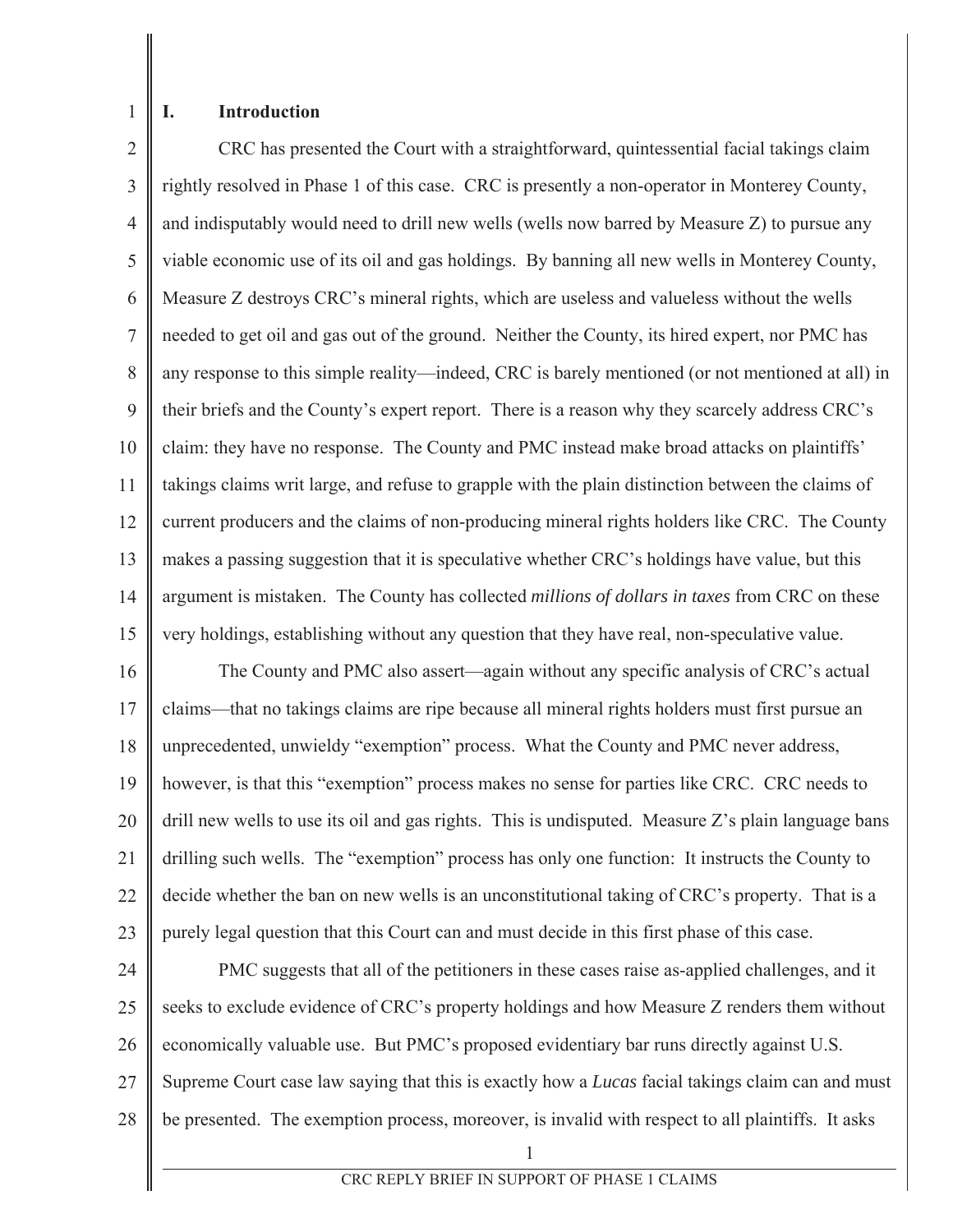## I. Introduction

CRC has presented the Court with a straightforward, quintessential facial takings claim rightly resolved in Phase 1 of this case. CRC is presently a non-operator in Monterey County, and indisputably would need to drill new wells (wells now barred by Measure Z) to pursue any viable economic use of its oil and gas holdings. By banning all new wells in Monterey County, Measure Z destroys CRC's mineral rights, which are useless and valueless without the wells needed to get oil and gas out of the ground. Neither the County, its hired expert, nor PMC has any response to this simple reality—indeed, CRC is barely mentioned (or not mentioned at all) in their briefs and the County's expert report. There is a reason why they scarcely address CRC's claim: they have no response. The County and PMC instead make broad attacks on plaintiffs' takings claims writ large, and refuse to grapple with the plain distinction between the claims of current producers and the claims of non-producing mineral rights holders like CRC. The County makes a passing suggestion that it is speculative whether CRC's holdings have value, but this argument is mistaken. The County has collected *millions of dollars in taxes* from CRC on these very holdings, establishing without any question that they have real, non-speculative value.

The County and PMC also assert—again without any specific analysis of CRC's actual claims—that no takings claims are ripe because all mineral rights holders must first pursue an unprecedented, unwieldy "exemption" process. What the County and PMC never address, however, is that this "exemption" process makes no sense for parties like CRC. CRC needs to drill new wells to use its oil and gas rights. This is undisputed. Measure Z's plain language bans drilling such wells. The "exemption" process has only one function: It instructs the County to decide whether the ban on new wells is an unconstitutional taking of CRC's property. That is a purely legal question that this Court can and must decide in this first phase of this case.

PMC suggests that all of the petitioners in these cases raise as-applied challenges, and it seeks to exclude evidence of CRC's property holdings and how Measure Z renders them without economically valuable use. But PMC's proposed evidentiary bar runs directly against U.S. Supreme Court case law saying that this is exactly how a *Lucas* facial takings claim can and must be presented. The exemption process, moreover, is invalid with respect to all plaintiffs. It asks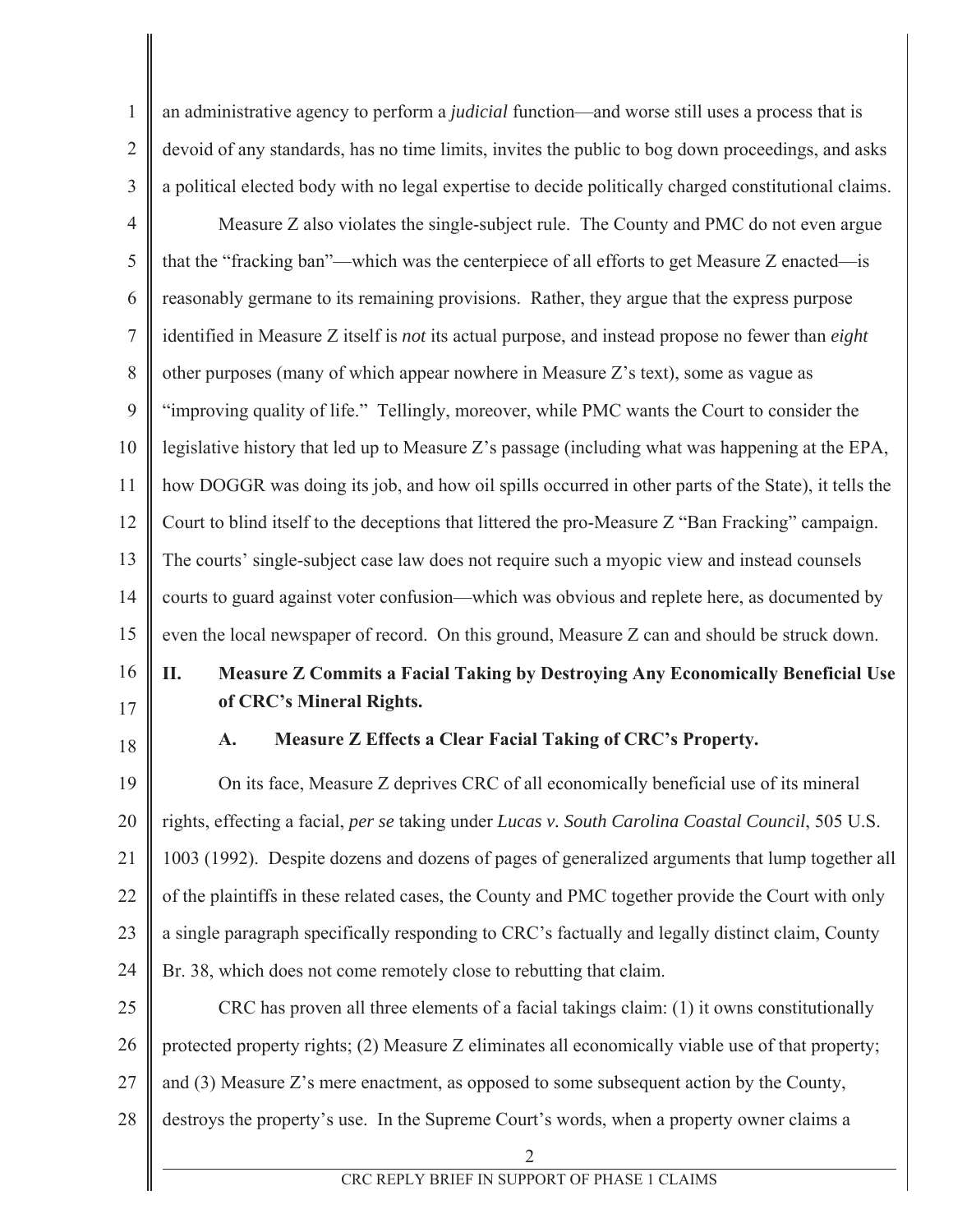an administrative agency to perform a *judicial* function—and worse still uses a process that is devoid of any standards, has no time limits, invites the public to bog down proceedings, and asks a political elected body with no legal expertise to decide politically charged constitutional claims.

Measure Z also violates the single-subject rule. The County and PMC do not even argue that the "fracking ban"—which was the centerpiece of all efforts to get Measure Z enacted—is reasonably germane to its remaining provisions. Rather, they argue that the express purpose identified in Measure Z itself is *not* its actual purpose, and instead propose no fewer than *eight* other purposes (many of which appear nowhere in Measure Z's text), some as vague as "improving quality of life." Tellingly, moreover, while PMC wants the Court to consider the legislative history that led up to Measure Z's passage (including what was happening at the EPA, how DOGGR was doing its job, and how oil spills occurred in other parts of the State), it tells the Court to blind itself to the deceptions that littered the pro-Measure Z "Ban Fracking" campaign. The courts' single-subject case law does not require such a myopic view and instead counsels courts to guard against voter confusion—which was obvious and replete here, as documented by even the local newspaper of record. On this ground, Measure Z can and should be struck down.

## II. Measure Z Commits a Facial Taking by Destroying Any Economically Beneficial Use of CRC's Mineral Rights.

### A. Measure Z Effects a Clear Facial Taking of CRC's Property.

On its face, Measure Z deprives CRC of all economically beneficial use of its mineral rights, effecting a facial, *per se* taking under *Lucas v. South Carolina Coastal Council*, 505 U.S. 1003 (1992). Despite dozens and dozens of pages of generalized arguments that lump together all of the plaintiffs in these related cases, the County and PMC together provide the Court with only a single paragraph specifically responding to CRC's factually and legally distinct claim, County Br. 38, which does not come remotely close to rebutting that claim.

CRC has proven all three elements of a facial takings claim: (1) it owns constitutionally protected property rights; (2) Measure Z eliminates all economically viable use of that property; and (3) Measure Z's mere enactment, as opposed to some subsequent action by the County, destroys the property's use. In the Supreme Court's words, when a property owner claims a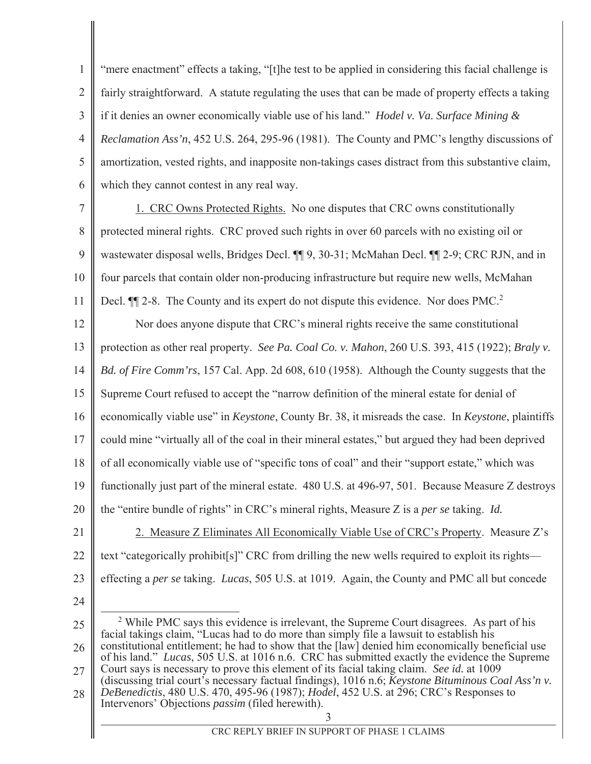"mere enactment" effects a taking, "[t]he test to be applied in considering this facial challenge is fairly straightforward. A statute regulating the uses that can be made of property effects a taking if it denies an owner economically viable use of his land." *Hodel v. Va. Surface Mining & Reclamation Ass'n*, 452 U.S. 264, 295-96 (1981). The County and PMC's lengthy discussions of amortization, vested rights, and inapposite non-takings cases distract from this substantive claim, which they cannot contest in any real way.

<u>1. CRC Owns Protected Rights.</u> No one disputes that CRC owns constitutionally protected mineral rights. CRC proved such rights in over 60 parcels with no existing oil or wastewater disposal wells, Bridges Decl. ¶¶ 9, 30-31; McMahan Decl. ¶¶ 2-9; CRC RJN, and in four parcels that contain older non-producing infrastructure but require new wells, McMahan Decl. ¶¶ 2-8. The County and its expert do not dispute this evidence. Nor does PMC.[2]

Nor does anyone dispute that CRC's mineral rights receive the same constitutional protection as other real property. *See Pa. Coal Co. v. Mahon*, 260 U.S. 393, 415 (1922); *Braly v. Bd. of Fire Comm'rs*, 157 Cal. App. 2d 608, 610 (1958). Although the County suggests that the Supreme Court refused to accept the "narrow definition of the mineral estate for denial of economically viable use" in *Keystone*, County Br. 38, it misreads the case. In *Keystone*, plaintiffs could mine "virtually all of the coal in their mineral estates," but argued they had been deprived of all economically viable use of "specific tons of coal" and their "support estate," which was functionally just part of the mineral estate. 480 U.S. at 496-97, 501. Because Measure Z destroys the "entire bundle of rights" in CRC's mineral rights, Measure Z is a *per se* taking. *Id.*

<u>2. Measure Z Eliminates All Economically Viable Use of CRC's Property</u>. Measure Z's text "categorically prohibit[s]" CRC from drilling the new wells required to exploit its rights—effecting a *per se* taking. *Lucas*, 505 U.S. at 1019. Again, the County and PMC all but concede

---

[2] While PMC says this evidence is irrelevant, the Supreme Court disagrees. As part of his facial takings claim, "Lucas had to do more than simply file a lawsuit to establish his constitutional entitlement; he had to show that the [law] denied him economically beneficial use of his land." *Lucas*, 505 U.S. at 1016 n.6. CRC has submitted exactly the evidence the Supreme Court says is necessary to prove this element of its facial taking claim. *See id.* at 1009 (discussing trial court's necessary factual findings), 1016 n.6; *Keystone Bituminous Coal Ass'n v. DeBenedictis*, 480 U.S. 470, 495-96 (1987); *Hodel*, 452 U.S. at 296; CRC's Responses to Intervenors' Objections *passim* (filed herewith).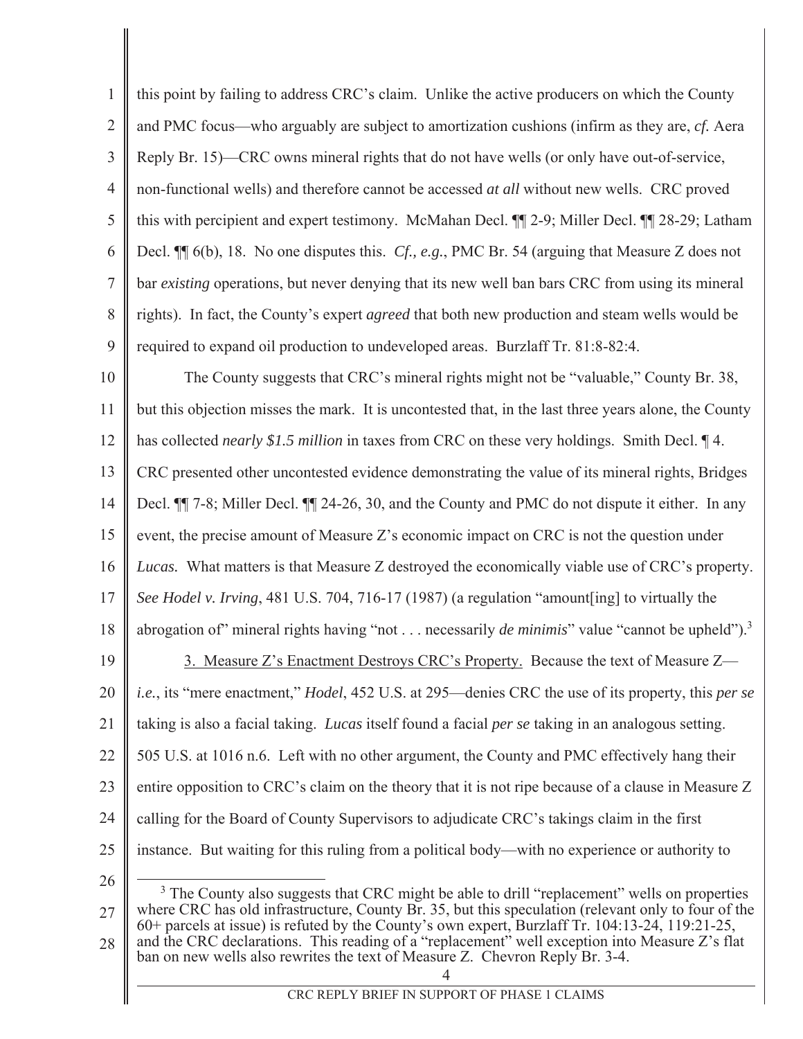this point by failing to address CRC's claim. Unlike the active producers on which the County and PMC focus—who arguably are subject to amortization cushions (infirm as they are, *cf.* Aera Reply Br. 15)—CRC owns mineral rights that do not have wells (or only have out-of-service, non-functional wells) and therefore cannot be accessed *at all* without new wells. CRC proved this with percipient and expert testimony. McMahan Decl. ¶¶ 2-9; Miller Decl. ¶¶ 28-29; Latham Decl. ¶¶ 6(b), 18. No one disputes this. *Cf., e.g.*, PMC Br. 54 (arguing that Measure Z does not bar *existing* operations, but never denying that its new well ban bars CRC from using its mineral rights). In fact, the County's expert *agreed* that both new production and steam wells would be required to expand oil production to undeveloped areas. Burzlaff Tr. 81:8-82:4.

The County suggests that CRC's mineral rights might not be "valuable," County Br. 38, but this objection misses the mark. It is uncontested that, in the last three years alone, the County has collected *nearly $1.5 million* in taxes from CRC on these very holdings. Smith Decl. ¶ 4. CRC presented other uncontested evidence demonstrating the value of its mineral rights, Bridges Decl. ¶¶ 7-8; Miller Decl. ¶¶ 24-26, 30, and the County and PMC do not dispute it either. In any event, the precise amount of Measure Z's economic impact on CRC is not the question under *Lucas.* What matters is that Measure Z destroyed the economically viable use of CRC's property. *See Hodel v. Irving*, 481 U.S. 704, 716-17 (1987) (a regulation "amount[ing] to virtually the abrogation of" mineral rights having "not . . . necessarily *de minimis*" value "cannot be upheld").[3]

3. Measure Z's Enactment Destroys CRC's Property. Because the text of Measure Z—*i.e.*, its "mere enactment," *Hodel*, 452 U.S. at 295—denies CRC the use of its property, this *per se* taking is also a facial taking. *Lucas* itself found a facial *per se* taking in an analogous setting. 505 U.S. at 1016 n.6. Left with no other argument, the County and PMC effectively hang their entire opposition to CRC's claim on the theory that it is not ripe because of a clause in Measure Z calling for the Board of County Supervisors to adjudicate CRC's takings claim in the first instance. But waiting for this ruling from a political body—with no experience or authority to

---

[3] The County also suggests that CRC might be able to drill "replacement" wells on properties where CRC has old infrastructure, County Br. 35, but this speculation (relevant only to four of the 60+ parcels at issue) is refuted by the County's own expert, Burzlaff Tr. 104:13-24, 119:21-25, and the CRC declarations. This reading of a "replacement" well exception into Measure Z's flat ban on new wells also rewrites the text of Measure Z. Chevron Reply Br. 3-4.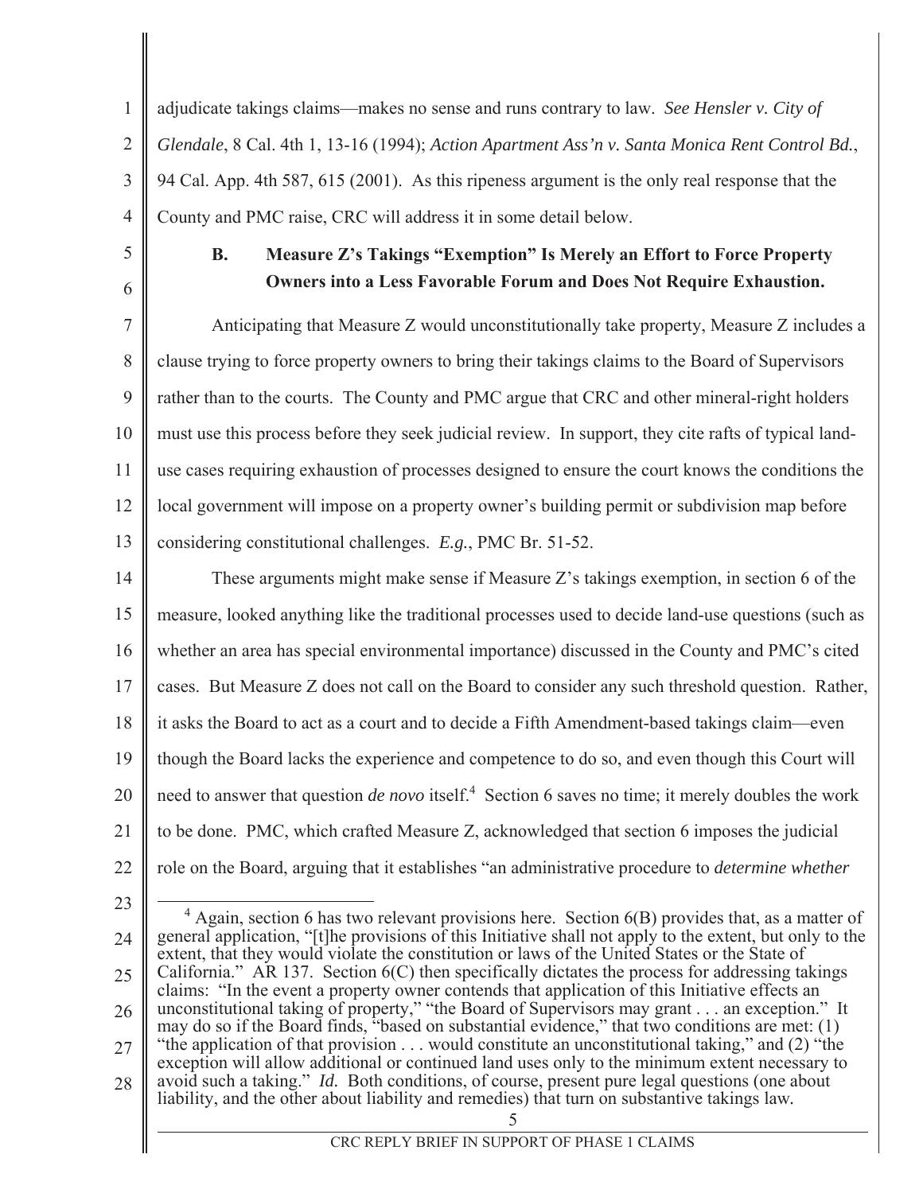adjudicate takings claims—makes no sense and runs contrary to law. *See Hensler v. City of Glendale*, 8 Cal. 4th 1, 13-16 (1994); *Action Apartment Ass'n v. Santa Monica Rent Control Bd.*, 94 Cal. App. 4th 587, 615 (2001). As this ripeness argument is the only real response that the County and PMC raise, CRC will address it in some detail below.

### B. Measure Z's Takings "Exemption" Is Merely an Effort to Force Property Owners into a Less Favorable Forum and Does Not Require Exhaustion.

Anticipating that Measure Z would unconstitutionally take property, Measure Z includes a clause trying to force property owners to bring their takings claims to the Board of Supervisors rather than to the courts. The County and PMC argue that CRC and other mineral-right holders must use this process before they seek judicial review. In support, they cite rafts of typical land-use cases requiring exhaustion of processes designed to ensure the court knows the conditions the local government will impose on a property owner's building permit or subdivision map before considering constitutional challenges. *E.g.*, PMC Br. 51-52.

These arguments might make sense if Measure Z's takings exemption, in section 6 of the measure, looked anything like the traditional processes used to decide land-use questions (such as whether an area has special environmental importance) discussed in the County and PMC's cited cases. But Measure Z does not call on the Board to consider any such threshold question. Rather, it asks the Board to act as a court and to decide a Fifth Amendment-based takings claim—even though the Board lacks the experience and competence to do so, and even though this Court will need to answer that question *de novo* itself.[4] Section 6 saves no time; it merely doubles the work to be done. PMC, which crafted Measure Z, acknowledged that section 6 imposes the judicial role on the Board, arguing that it establishes "an administrative procedure to *determine whether*

[4] Again, section 6 has two relevant provisions here. Section 6(B) provides that, as a matter of general application, "[t]he provisions of this Initiative shall not apply to the extent, but only to the extent, that they would violate the constitution or laws of the United States or the State of California." AR 137. Section 6(C) then specifically dictates the process for addressing takings claims: "In the event a property owner contends that application of this Initiative effects an unconstitutional taking of property," "the Board of Supervisors may grant . . . an exception." It may do so if the Board finds, "based on substantial evidence," that two conditions are met: (1) "the application of that provision . . . would constitute an unconstitutional taking," and (2) "the exception will allow additional or continued land uses only to the minimum extent necessary to avoid such a taking." *Id.* Both conditions, of course, present pure legal questions (one about liability, and the other about liability and remedies) that turn on substantive takings law.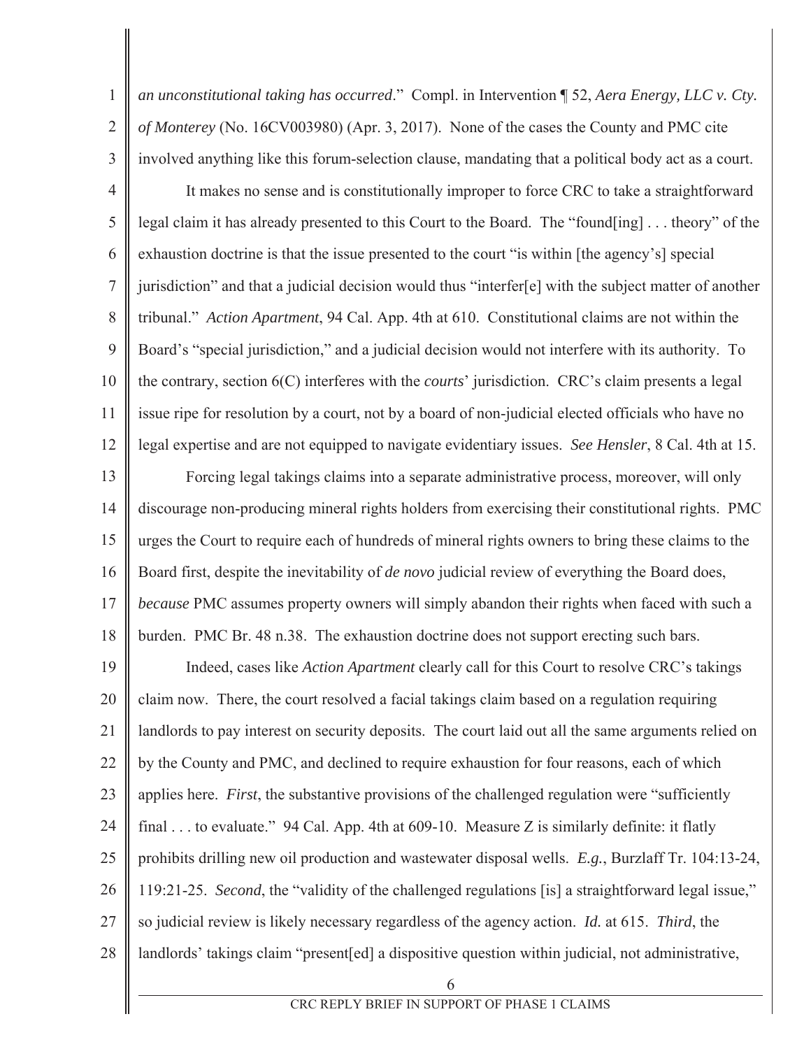*an unconstitutional taking has occurred*." Compl. in Intervention ¶ 52, *Aera Energy, LLC v. Cty. of Monterey* (No. 16CV003980) (Apr. 3, 2017). None of the cases the County and PMC cite involved anything like this forum-selection clause, mandating that a political body act as a court.

It makes no sense and is constitutionally improper to force CRC to take a straightforward legal claim it has already presented to this Court to the Board. The "found[ing] . . . theory" of the exhaustion doctrine is that the issue presented to the court "is within [the agency's] special jurisdiction" and that a judicial decision would thus "interfer[e] with the subject matter of another tribunal." *Action Apartment*, 94 Cal. App. 4th at 610. Constitutional claims are not within the Board's "special jurisdiction," and a judicial decision would not interfere with its authority. To the contrary, section 6(C) interferes with the *courts*' jurisdiction. CRC's claim presents a legal issue ripe for resolution by a court, not by a board of non-judicial elected officials who have no legal expertise and are not equipped to navigate evidentiary issues. *See Hensler*, 8 Cal. 4th at 15.

Forcing legal takings claims into a separate administrative process, moreover, will only discourage non-producing mineral rights holders from exercising their constitutional rights. PMC urges the Court to require each of hundreds of mineral rights owners to bring these claims to the Board first, despite the inevitability of *de novo* judicial review of everything the Board does, *because* PMC assumes property owners will simply abandon their rights when faced with such a burden. PMC Br. 48 n.38. The exhaustion doctrine does not support erecting such bars.

Indeed, cases like *Action Apartment* clearly call for this Court to resolve CRC's takings claim now. There, the court resolved a facial takings claim based on a regulation requiring landlords to pay interest on security deposits. The court laid out all the same arguments relied on by the County and PMC, and declined to require exhaustion for four reasons, each of which applies here. *First*, the substantive provisions of the challenged regulation were "sufficiently final . . . to evaluate." 94 Cal. App. 4th at 609-10. Measure Z is similarly definite: it flatly prohibits drilling new oil production and wastewater disposal wells. *E.g.*, Burzlaff Tr. 104:13-24, 119:21-25. *Second*, the "validity of the challenged regulations [is] a straightforward legal issue," so judicial review is likely necessary regardless of the agency action. *Id.* at 615. *Third*, the landlords' takings claim "present[ed] a dispositive question within judicial, not administrative,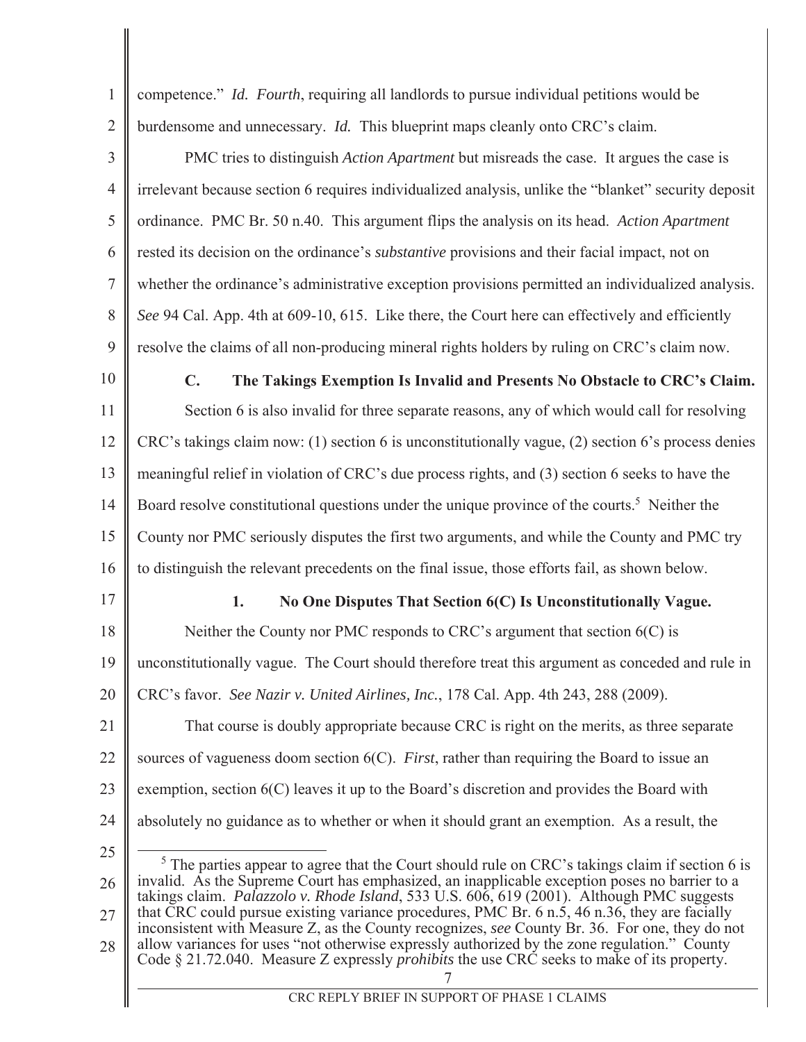competence." *Id. Fourth*, requiring all landlords to pursue individual petitions would be burdensome and unnecessary. *Id.* This blueprint maps cleanly onto CRC's claim.

PMC tries to distinguish *Action Apartment* but misreads the case. It argues the case is irrelevant because section 6 requires individualized analysis, unlike the "blanket" security deposit ordinance. PMC Br. 50 n.40. This argument flips the analysis on its head. *Action Apartment* rested its decision on the ordinance's *substantive* provisions and their facial impact, not on whether the ordinance's administrative exception provisions permitted an individualized analysis. *See* 94 Cal. App. 4th at 609-10, 615. Like there, the Court here can effectively and efficiently resolve the claims of all non-producing mineral rights holders by ruling on CRC's claim now.

### C. The Takings Exemption Is Invalid and Presents No Obstacle to CRC's Claim.

Section 6 is also invalid for three separate reasons, any of which would call for resolving CRC's takings claim now: (1) section 6 is unconstitutionally vague, (2) section 6's process denies meaningful relief in violation of CRC's due process rights, and (3) section 6 seeks to have the Board resolve constitutional questions under the unique province of the courts.[5] Neither the County nor PMC seriously disputes the first two arguments, and while the County and PMC try to distinguish the relevant precedents on the final issue, those efforts fail, as shown below.

#### 1. No One Disputes That Section 6(C) Is Unconstitutionally Vague.

Neither the County nor PMC responds to CRC's argument that section 6(C) is unconstitutionally vague. The Court should therefore treat this argument as conceded and rule in CRC's favor. *See Nazir v. United Airlines, Inc.*, 178 Cal. App. 4th 243, 288 (2009).

That course is doubly appropriate because CRC is right on the merits, as three separate sources of vagueness doom section 6(C). *First*, rather than requiring the Board to issue an exemption, section 6(C) leaves it up to the Board's discretion and provides the Board with absolutely no guidance as to whether or when it should grant an exemption. As a result, the

---

[5] The parties appear to agree that the Court should rule on CRC's takings claim if section 6 is invalid. As the Supreme Court has emphasized, an inapplicable exception poses no barrier to a takings claim. *Palazzolo v. Rhode Island*, 533 U.S. 606, 619 (2001). Although PMC suggests that CRC could pursue existing variance procedures, PMC Br. 6 n.5, 46 n.36, they are facially inconsistent with Measure Z, as the County recognizes, *see* County Br. 36. For one, they do not allow variances for uses "not otherwise expressly authorized by the zone regulation." County Code § 21.72.040. Measure Z expressly *prohibits* the use CRC seeks to make of its property.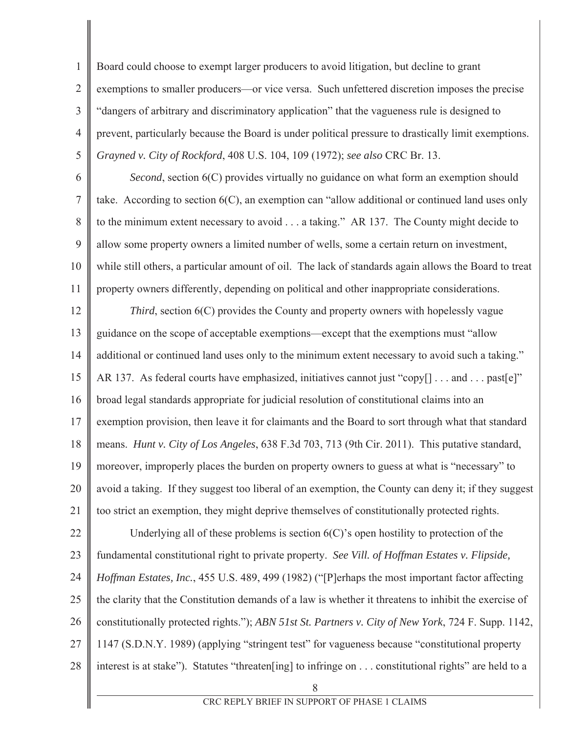Board could choose to exempt larger producers to avoid litigation, but decline to grant exemptions to smaller producers—or vice versa. Such unfettered discretion imposes the precise "dangers of arbitrary and discriminatory application" that the vagueness rule is designed to prevent, particularly because the Board is under political pressure to drastically limit exemptions. *Grayned v. City of Rockford*, 408 U.S. 104, 109 (1972); *see also* CRC Br. 13.

*Second*, section 6(C) provides virtually no guidance on what form an exemption should take. According to section 6(C), an exemption can "allow additional or continued land uses only to the minimum extent necessary to avoid . . . a taking." AR 137. The County might decide to allow some property owners a limited number of wells, some a certain return on investment, while still others, a particular amount of oil. The lack of standards again allows the Board to treat property owners differently, depending on political and other inappropriate considerations.

*Third*, section 6(C) provides the County and property owners with hopelessly vague guidance on the scope of acceptable exemptions—except that the exemptions must "allow additional or continued land uses only to the minimum extent necessary to avoid such a taking." AR 137. As federal courts have emphasized, initiatives cannot just "copy[] . . . and . . . past[e]" broad legal standards appropriate for judicial resolution of constitutional claims into an exemption provision, then leave it for claimants and the Board to sort through what that standard means. *Hunt v. City of Los Angeles*, 638 F.3d 703, 713 (9th Cir. 2011). This putative standard, moreover, improperly places the burden on property owners to guess at what is "necessary" to avoid a taking. If they suggest too liberal of an exemption, the County can deny it; if they suggest too strict an exemption, they might deprive themselves of constitutionally protected rights.

Underlying all of these problems is section 6(C)'s open hostility to protection of the fundamental constitutional right to private property. *See Vill. of Hoffman Estates v. Flipside, Hoffman Estates, Inc.*, 455 U.S. 489, 499 (1982) ("[P]erhaps the most important factor affecting the clarity that the Constitution demands of a law is whether it threatens to inhibit the exercise of constitutionally protected rights."); *ABN 51st St. Partners v. City of New York*, 724 F. Supp. 1142, 1147 (S.D.N.Y. 1989) (applying "stringent test" for vagueness because "constitutional property interest is at stake"). Statutes "threaten[ing] to infringe on . . . constitutional rights" are held to a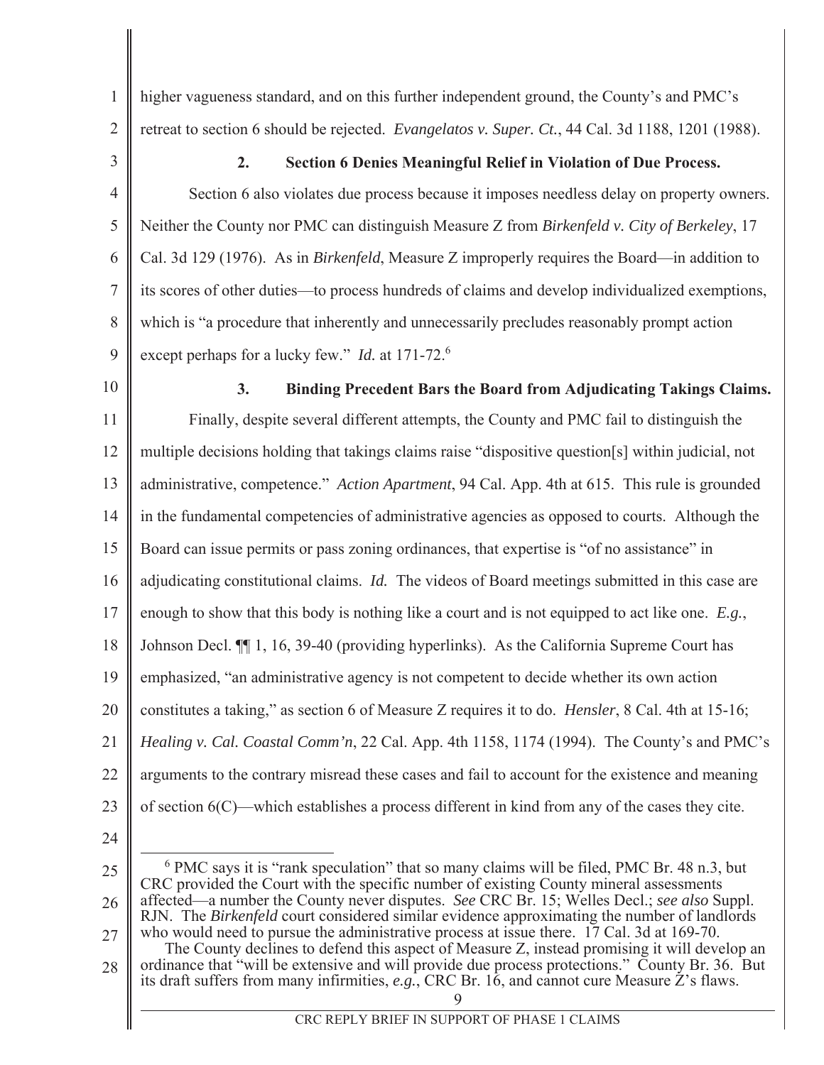higher vagueness standard, and on this further independent ground, the County's and PMC's retreat to section 6 should be rejected. *Evangelatos v. Super. Ct.*, 44 Cal. 3d 1188, 1201 (1988).

#### 2. Section 6 Denies Meaningful Relief in Violation of Due Process.

Section 6 also violates due process because it imposes needless delay on property owners. Neither the County nor PMC can distinguish Measure Z from *Birkenfeld v. City of Berkeley*, 17 Cal. 3d 129 (1976). As in *Birkenfeld*, Measure Z improperly requires the Board—in addition to its scores of other duties—to process hundreds of claims and develop individualized exemptions, which is "a procedure that inherently and unnecessarily precludes reasonably prompt action except perhaps for a lucky few." *Id.* at 171-72.[6]

#### 3. Binding Precedent Bars the Board from Adjudicating Takings Claims.

Finally, despite several different attempts, the County and PMC fail to distinguish the multiple decisions holding that takings claims raise "dispositive question[s] within judicial, not administrative, competence." *Action Apartment*, 94 Cal. App. 4th at 615. This rule is grounded in the fundamental competencies of administrative agencies as opposed to courts. Although the Board can issue permits or pass zoning ordinances, that expertise is "of no assistance" in adjudicating constitutional claims. *Id.* The videos of Board meetings submitted in this case are enough to show that this body is nothing like a court and is not equipped to act like one. *E.g.*, Johnson Decl. ¶¶ 1, 16, 39-40 (providing hyperlinks). As the California Supreme Court has emphasized, "an administrative agency is not competent to decide whether its own action constitutes a taking," as section 6 of Measure Z requires it to do. *Hensler*, 8 Cal. 4th at 15-16; *Healing v. Cal. Coastal Comm'n*, 22 Cal. App. 4th 1158, 1174 (1994). The County's and PMC's arguments to the contrary misread these cases and fail to account for the existence and meaning of section 6(C)—which establishes a process different in kind from any of the cases they cite.

---

[6] PMC says it is "rank speculation" that so many claims will be filed, PMC Br. 48 n.3, but CRC provided the Court with the specific number of existing County mineral assessments affected—a number the County never disputes. *See* CRC Br. 15; Welles Decl.; *see also* Suppl. RJN. The *Birkenfeld* court considered similar evidence approximating the number of landlords who would need to pursue the administrative process at issue there. 17 Cal. 3d at 169-70.

The County declines to defend this aspect of Measure Z, instead promising it will develop an ordinance that "will be extensive and will provide due process protections." County Br. 36. But its draft suffers from many infirmities, *e.g.*, CRC Br. 16, and cannot cure Measure Z's flaws.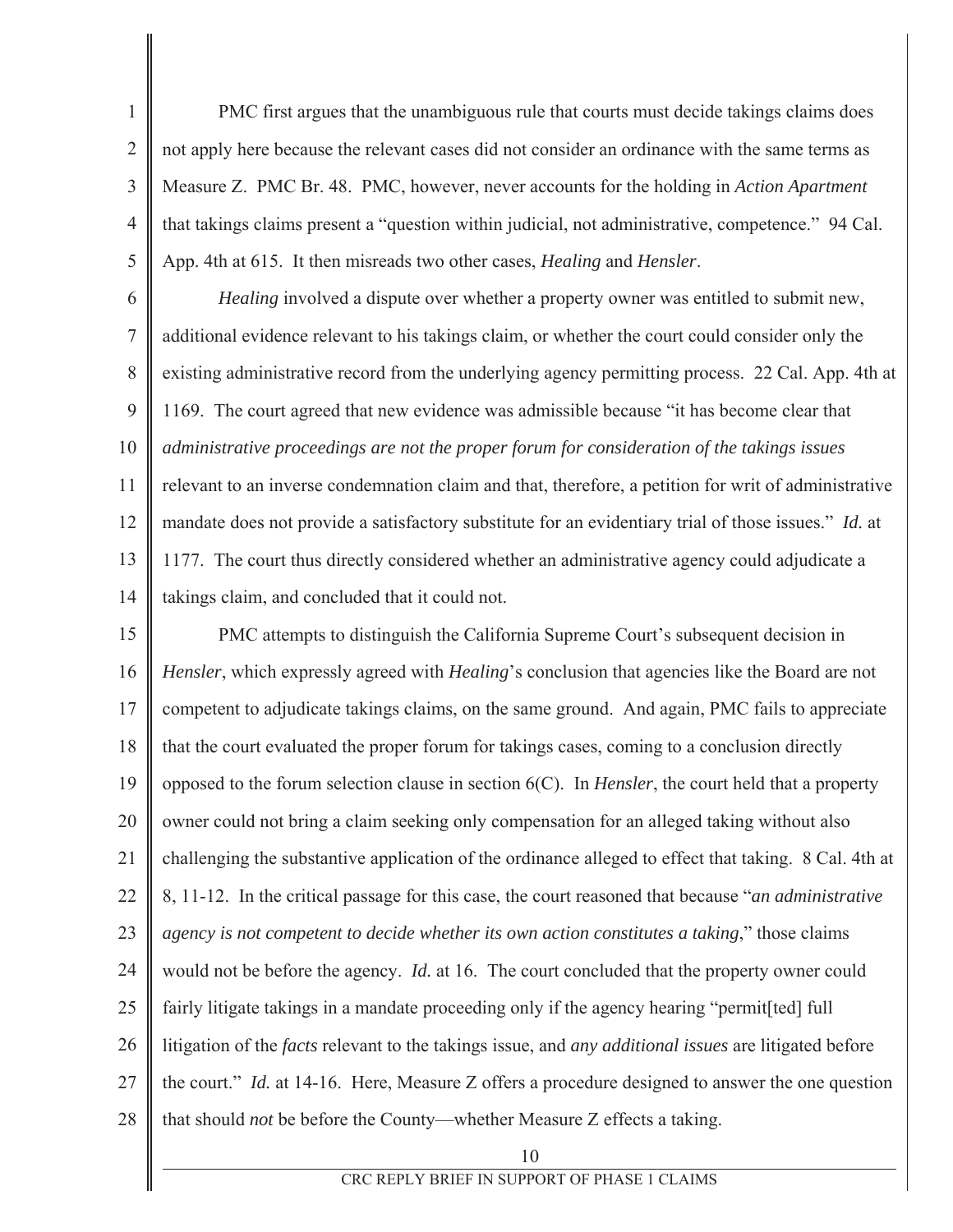PMC first argues that the unambiguous rule that courts must decide takings claims does not apply here because the relevant cases did not consider an ordinance with the same terms as Measure Z. PMC Br. 48. PMC, however, never accounts for the holding in *Action Apartment* that takings claims present a "question within judicial, not administrative, competence." 94 Cal. App. 4th at 615. It then misreads two other cases, *Healing* and *Hensler*.

*Healing* involved a dispute over whether a property owner was entitled to submit new, additional evidence relevant to his takings claim, or whether the court could consider only the existing administrative record from the underlying agency permitting process. 22 Cal. App. 4th at 1169. The court agreed that new evidence was admissible because "it has become clear that *administrative proceedings are not the proper forum for consideration of the takings issues* relevant to an inverse condemnation claim and that, therefore, a petition for writ of administrative mandate does not provide a satisfactory substitute for an evidentiary trial of those issues." *Id.* at 1177. The court thus directly considered whether an administrative agency could adjudicate a takings claim, and concluded that it could not.

PMC attempts to distinguish the California Supreme Court's subsequent decision in *Hensler*, which expressly agreed with *Healing*'s conclusion that agencies like the Board are not competent to adjudicate takings claims, on the same ground. And again, PMC fails to appreciate that the court evaluated the proper forum for takings cases, coming to a conclusion directly opposed to the forum selection clause in section 6(C). In *Hensler*, the court held that a property owner could not bring a claim seeking only compensation for an alleged taking without also challenging the substantive application of the ordinance alleged to effect that taking. 8 Cal. 4th at 8, 11-12. In the critical passage for this case, the court reasoned that because "*an administrative agency is not competent to decide whether its own action constitutes a taking*," those claims would not be before the agency. *Id.* at 16. The court concluded that the property owner could fairly litigate takings in a mandate proceeding only if the agency hearing "permit[ted] full litigation of the *facts* relevant to the takings issue, and *any additional issues* are litigated before the court." *Id.* at 14-16. Here, Measure Z offers a procedure designed to answer the one question that should *not* be before the County—whether Measure Z effects a taking.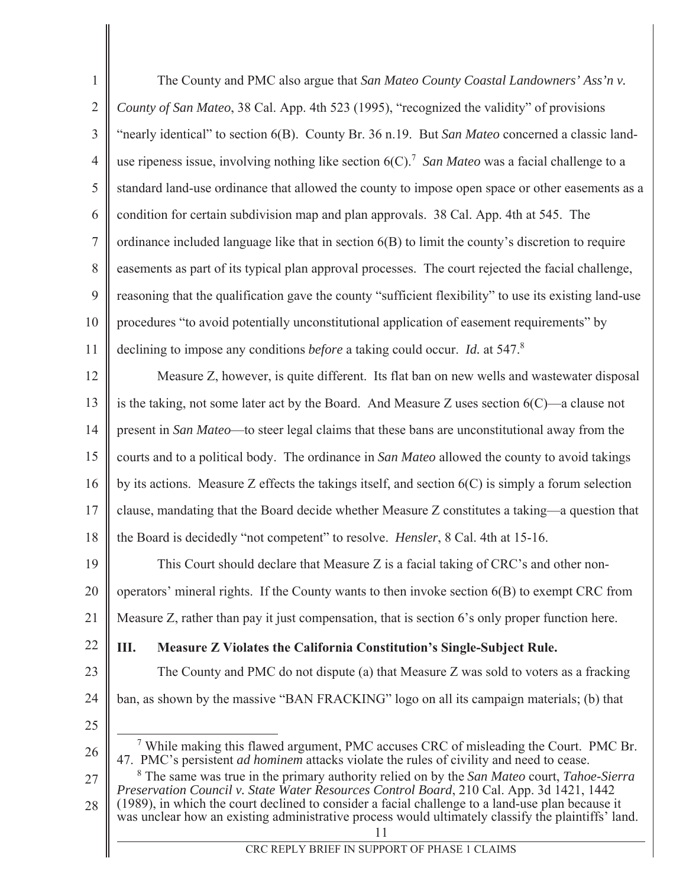The County and PMC also argue that *San Mateo County Coastal Landowners' Ass'n v. County of San Mateo*, 38 Cal. App. 4th 523 (1995), "recognized the validity" of provisions "nearly identical" to section 6(B). County Br. 36 n.19. But *San Mateo* concerned a classic land-use ripeness issue, involving nothing like section 6(C).[7] *San Mateo* was a facial challenge to a standard land-use ordinance that allowed the county to impose open space or other easements as a condition for certain subdivision map and plan approvals. 38 Cal. App. 4th at 545. The ordinance included language like that in section 6(B) to limit the county's discretion to require easements as part of its typical plan approval processes. The court rejected the facial challenge, reasoning that the qualification gave the county "sufficient flexibility" to use its existing land-use procedures "to avoid potentially unconstitutional application of easement requirements" by declining to impose any conditions *before* a taking could occur. *Id.* at 547.[8]

Measure Z, however, is quite different. Its flat ban on new wells and wastewater disposal is the taking, not some later act by the Board. And Measure Z uses section 6(C)—a clause not present in *San Mateo*—to steer legal claims that these bans are unconstitutional away from the courts and to a political body. The ordinance in *San Mateo* allowed the county to avoid takings by its actions. Measure Z effects the takings itself, and section 6(C) is simply a forum selection clause, mandating that the Board decide whether Measure Z constitutes a taking—a question that the Board is decidedly "not competent" to resolve. *Hensler*, 8 Cal. 4th at 15-16.

This Court should declare that Measure Z is a facial taking of CRC's and other non-operators' mineral rights. If the County wants to then invoke section 6(B) to exempt CRC from Measure Z, rather than pay it just compensation, that is section 6's only proper function here.

## III. Measure Z Violates the California Constitution's Single-Subject Rule.

The County and PMC do not dispute (a) that Measure Z was sold to voters as a fracking ban, as shown by the massive "BAN FRACKING" logo on all its campaign materials; (b) that

---

[7] While making this flawed argument, PMC accuses CRC of misleading the Court. PMC Br. 47. PMC's persistent *ad hominem* attacks violate the rules of civility and need to cease.

[8] The same was true in the primary authority relied on by the *San Mateo* court, *Tahoe-Sierra Preservation Council v. State Water Resources Control Board*, 210 Cal. App. 3d 1421, 1442 (1989), in which the court declined to consider a facial challenge to a land-use plan because it was unclear how an existing administrative process would ultimately classify the plaintiffs' land.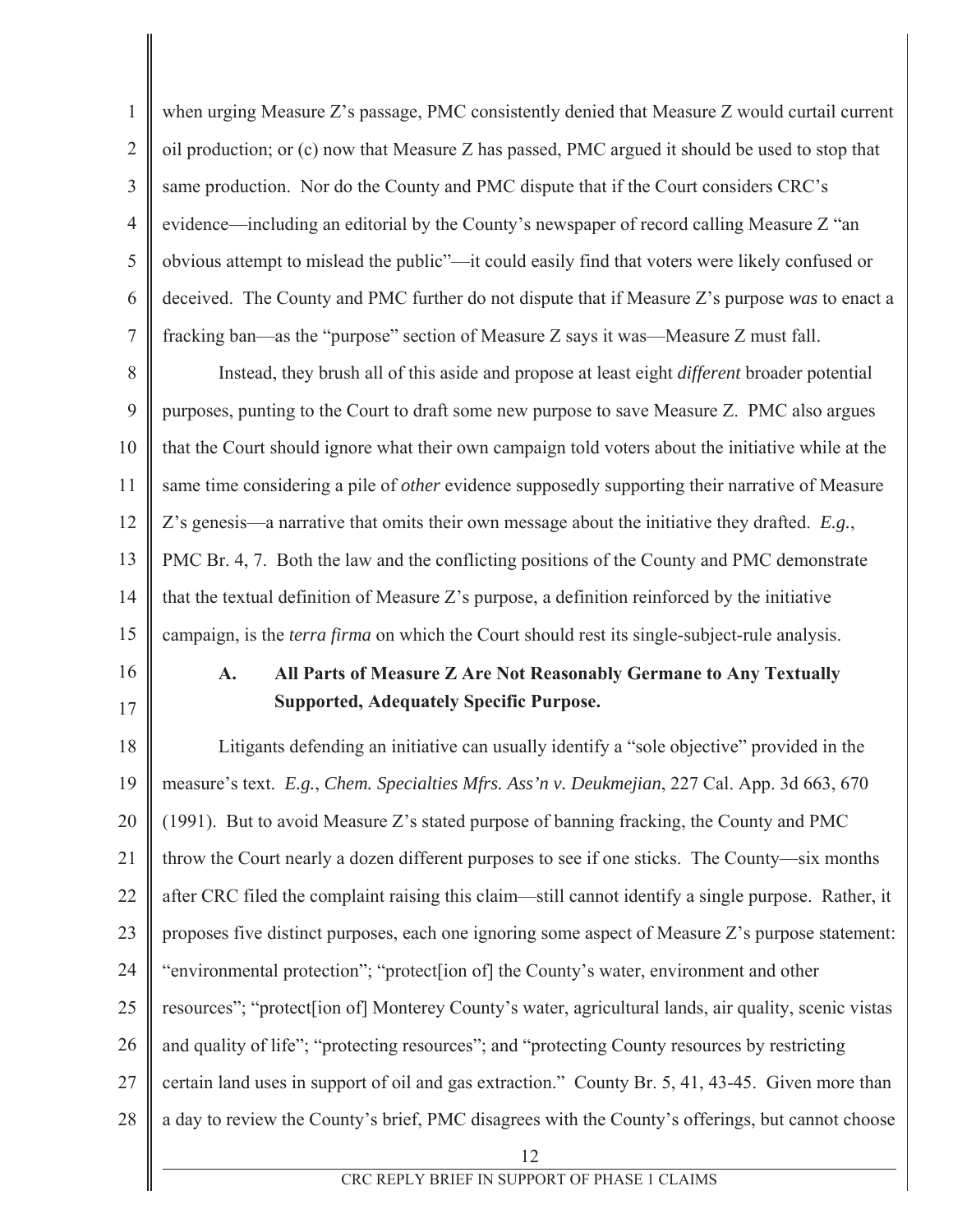when urging Measure Z's passage, PMC consistently denied that Measure Z would curtail current oil production; or (c) now that Measure Z has passed, PMC argued it should be used to stop that same production. Nor do the County and PMC dispute that if the Court considers CRC's evidence—including an editorial by the County's newspaper of record calling Measure Z "an obvious attempt to mislead the public"—it could easily find that voters were likely confused or deceived. The County and PMC further do not dispute that if Measure Z's purpose *was* to enact a fracking ban—as the "purpose" section of Measure Z says it was—Measure Z must fall.

Instead, they brush all of this aside and propose at least eight *different* broader potential purposes, punting to the Court to draft some new purpose to save Measure Z. PMC also argues that the Court should ignore what their own campaign told voters about the initiative while at the same time considering a pile of *other* evidence supposedly supporting their narrative of Measure Z's genesis—a narrative that omits their own message about the initiative they drafted. *E.g.*, PMC Br. 4, 7. Both the law and the conflicting positions of the County and PMC demonstrate that the textual definition of Measure Z's purpose, a definition reinforced by the initiative campaign, is the *terra firma* on which the Court should rest its single-subject-rule analysis.

### A. All Parts of Measure Z Are Not Reasonably Germane to Any Textually Supported, Adequately Specific Purpose.

Litigants defending an initiative can usually identify a "sole objective" provided in the measure's text. *E.g.*, *Chem. Specialties Mfrs. Ass'n v. Deukmejian*, 227 Cal. App. 3d 663, 670 (1991). But to avoid Measure Z's stated purpose of banning fracking, the County and PMC throw the Court nearly a dozen different purposes to see if one sticks. The County—six months after CRC filed the complaint raising this claim—still cannot identify a single purpose. Rather, it proposes five distinct purposes, each one ignoring some aspect of Measure Z's purpose statement: "environmental protection"; "protect[ion of] the County's water, environment and other resources"; "protect[ion of] Monterey County's water, agricultural lands, air quality, scenic vistas and quality of life"; "protecting resources"; and "protecting County resources by restricting certain land uses in support of oil and gas extraction." County Br. 5, 41, 43-45. Given more than a day to review the County's brief, PMC disagrees with the County's offerings, but cannot choose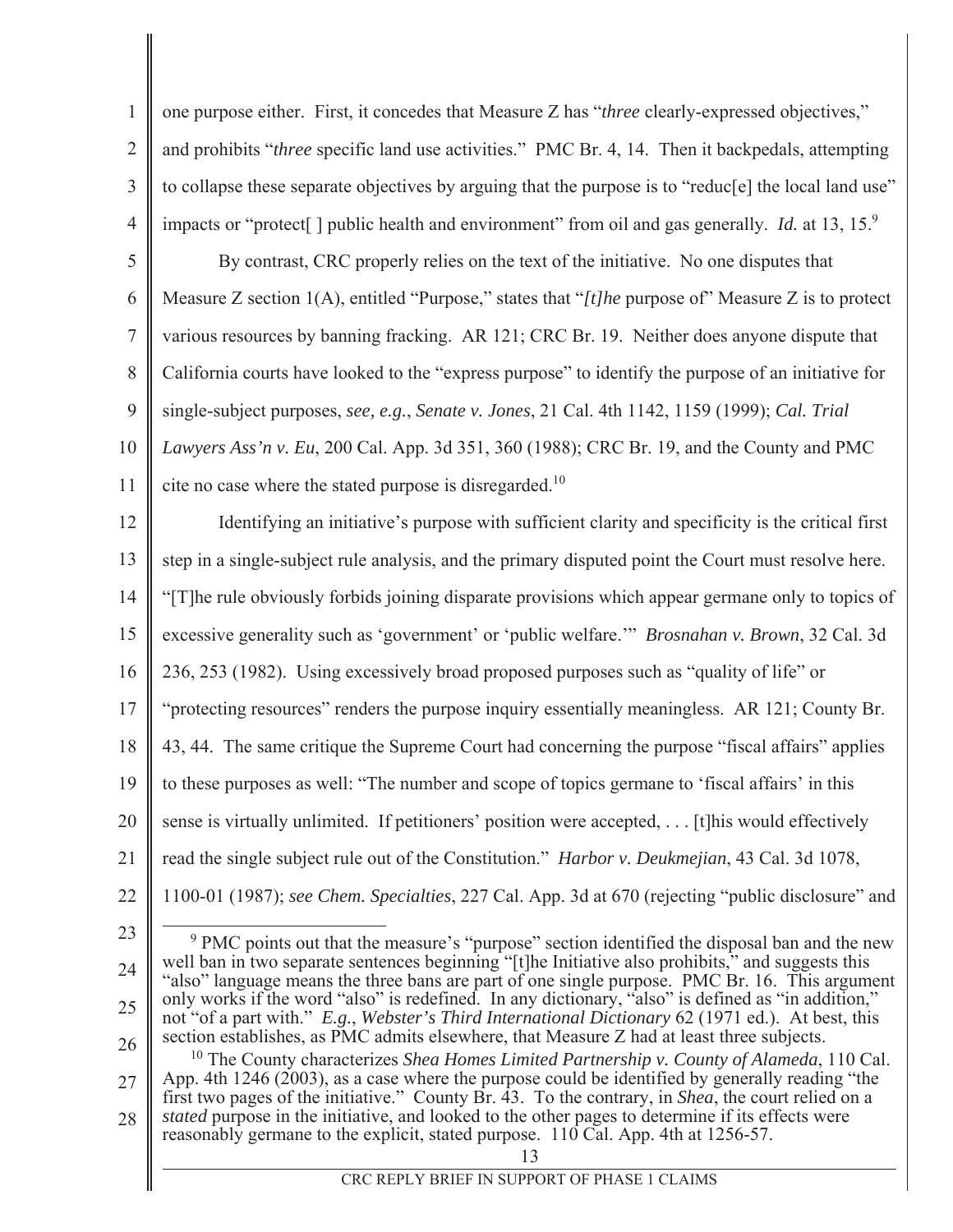one purpose either. First, it concedes that Measure Z has "*three* clearly-expressed objectives," and prohibits "*three* specific land use activities." PMC Br. 4, 14. Then it backpedals, attempting to collapse these separate objectives by arguing that the purpose is to "reduc[e] the local land use" impacts or "protect[ ] public health and environment" from oil and gas generally. *Id.* at 13, 15.[9]

By contrast, CRC properly relies on the text of the initiative. No one disputes that Measure Z section 1(A), entitled "Purpose," states that "*[t]he* purpose of" Measure Z is to protect various resources by banning fracking. AR 121; CRC Br. 19. Neither does anyone dispute that California courts have looked to the "express purpose" to identify the purpose of an initiative for single-subject purposes, *see, e.g.*, *Senate v. Jones*, 21 Cal. 4th 1142, 1159 (1999); *Cal. Trial Lawyers Ass'n v. Eu*, 200 Cal. App. 3d 351, 360 (1988); CRC Br. 19, and the County and PMC cite no case where the stated purpose is disregarded.[10]

Identifying an initiative's purpose with sufficient clarity and specificity is the critical first step in a single-subject rule analysis, and the primary disputed point the Court must resolve here. "[T]he rule obviously forbids joining disparate provisions which appear germane only to topics of excessive generality such as 'government' or 'public welfare.'" *Brosnahan v. Brown*, 32 Cal. 3d 236, 253 (1982). Using excessively broad proposed purposes such as "quality of life" or "protecting resources" renders the purpose inquiry essentially meaningless. AR 121; County Br. 43, 44. The same critique the Supreme Court had concerning the purpose "fiscal affairs" applies to these purposes as well: "The number and scope of topics germane to 'fiscal affairs' in this sense is virtually unlimited. If petitioners' position were accepted, . . . [t]his would effectively read the single subject rule out of the Constitution." *Harbor v. Deukmejian*, 43 Cal. 3d 1078, 1100-01 (1987); *see Chem. Specialties*, 227 Cal. App. 3d at 670 (rejecting "public disclosure" and

---

[9] PMC points out that the measure's "purpose" section identified the disposal ban and the new well ban in two separate sentences beginning "[t]he Initiative also prohibits," and suggests this "also" language means the three bans are part of one single purpose. PMC Br. 16. This argument only works if the word "also" is redefined. In any dictionary, "also" is defined as "in addition," not "of a part with." *E.g.*, *Webster's Third International Dictionary* 62 (1971 ed.). At best, this section establishes, as PMC admits elsewhere, that Measure Z had at least three subjects.

[10] The County characterizes *Shea Homes Limited Partnership v. County of Alameda*, 110 Cal. App. 4th 1246 (2003), as a case where the purpose could be identified by generally reading "the first two pages of the initiative." County Br. 43. To the contrary, in *Shea*, the court relied on a *stated* purpose in the initiative, and looked to the other pages to determine if its effects were reasonably germane to the explicit, stated purpose. 110 Cal. App. 4th at 1256-57.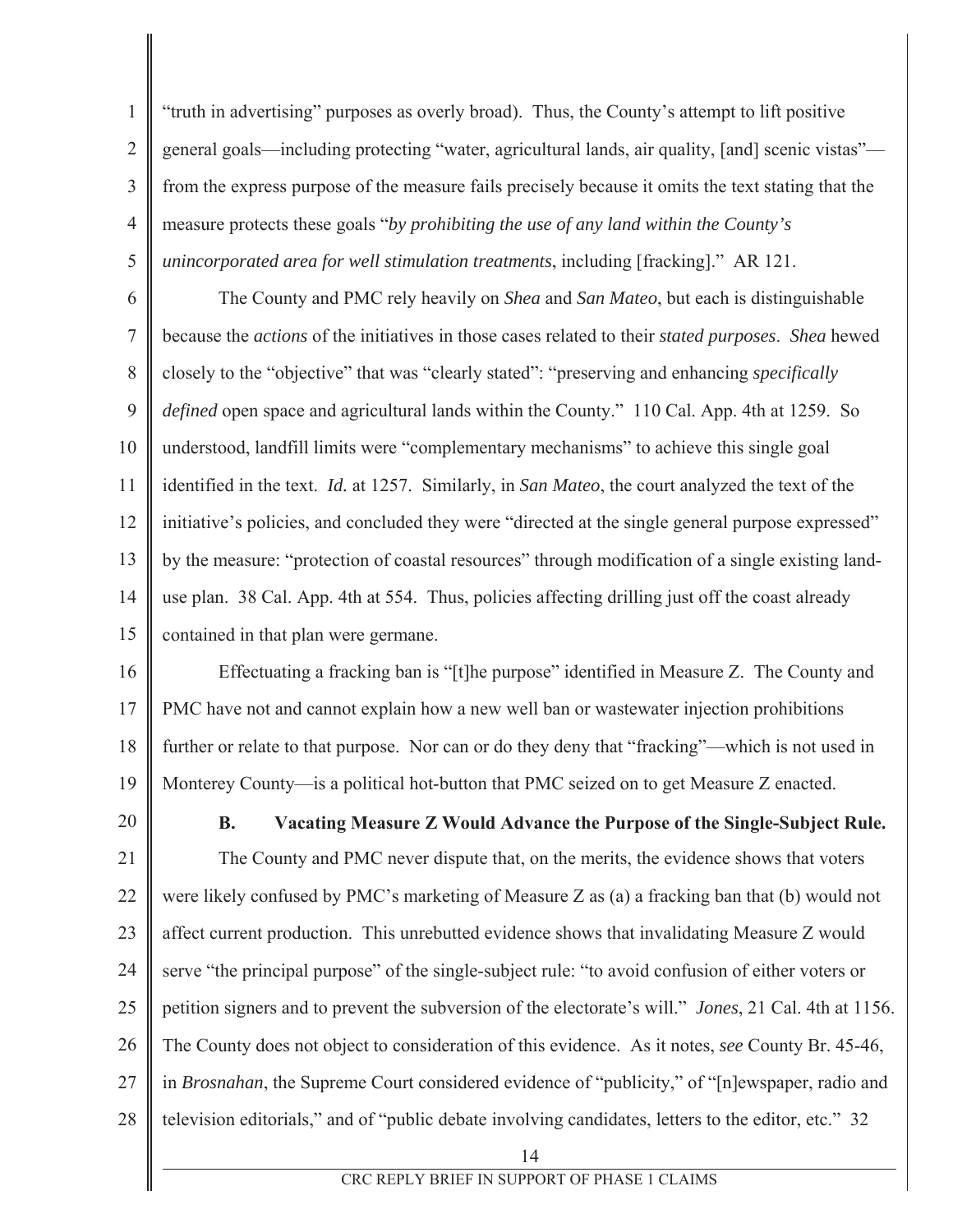"truth in advertising" purposes as overly broad). Thus, the County's attempt to lift positive general goals—including protecting "water, agricultural lands, air quality, [and] scenic vistas"—from the express purpose of the measure fails precisely because it omits the text stating that the measure protects these goals "*by prohibiting the use of any land within the County's unincorporated area for well stimulation treatments*, including [fracking]." AR 121.

The County and PMC rely heavily on *Shea* and *San Mateo*, but each is distinguishable because the *actions* of the initiatives in those cases related to their *stated purposes*. *Shea* hewed closely to the "objective" that was "clearly stated": "preserving and enhancing *specifically defined* open space and agricultural lands within the County." 110 Cal. App. 4th at 1259. So understood, landfill limits were "complementary mechanisms" to achieve this single goal identified in the text. *Id.* at 1257. Similarly, in *San Mateo*, the court analyzed the text of the initiative's policies, and concluded they were "directed at the single general purpose expressed" by the measure: "protection of coastal resources" through modification of a single existing land-use plan. 38 Cal. App. 4th at 554. Thus, policies affecting drilling just off the coast already contained in that plan were germane.

Effectuating a fracking ban is "[t]he purpose" identified in Measure Z. The County and PMC have not and cannot explain how a new well ban or wastewater injection prohibitions further or relate to that purpose. Nor can or do they deny that "fracking"—which is not used in Monterey County—is a political hot-button that PMC seized on to get Measure Z enacted.

### B. Vacating Measure Z Would Advance the Purpose of the Single-Subject Rule.

The County and PMC never dispute that, on the merits, the evidence shows that voters were likely confused by PMC's marketing of Measure Z as (a) a fracking ban that (b) would not affect current production. This unrebutted evidence shows that invalidating Measure Z would serve "the principal purpose" of the single-subject rule: "to avoid confusion of either voters or petition signers and to prevent the subversion of the electorate's will." *Jones*, 21 Cal. 4th at 1156. The County does not object to consideration of this evidence. As it notes, *see* County Br. 45-46, in *Brosnahan*, the Supreme Court considered evidence of "publicity," of "[n]ewspaper, radio and television editorials," and of "public debate involving candidates, letters to the editor, etc." 32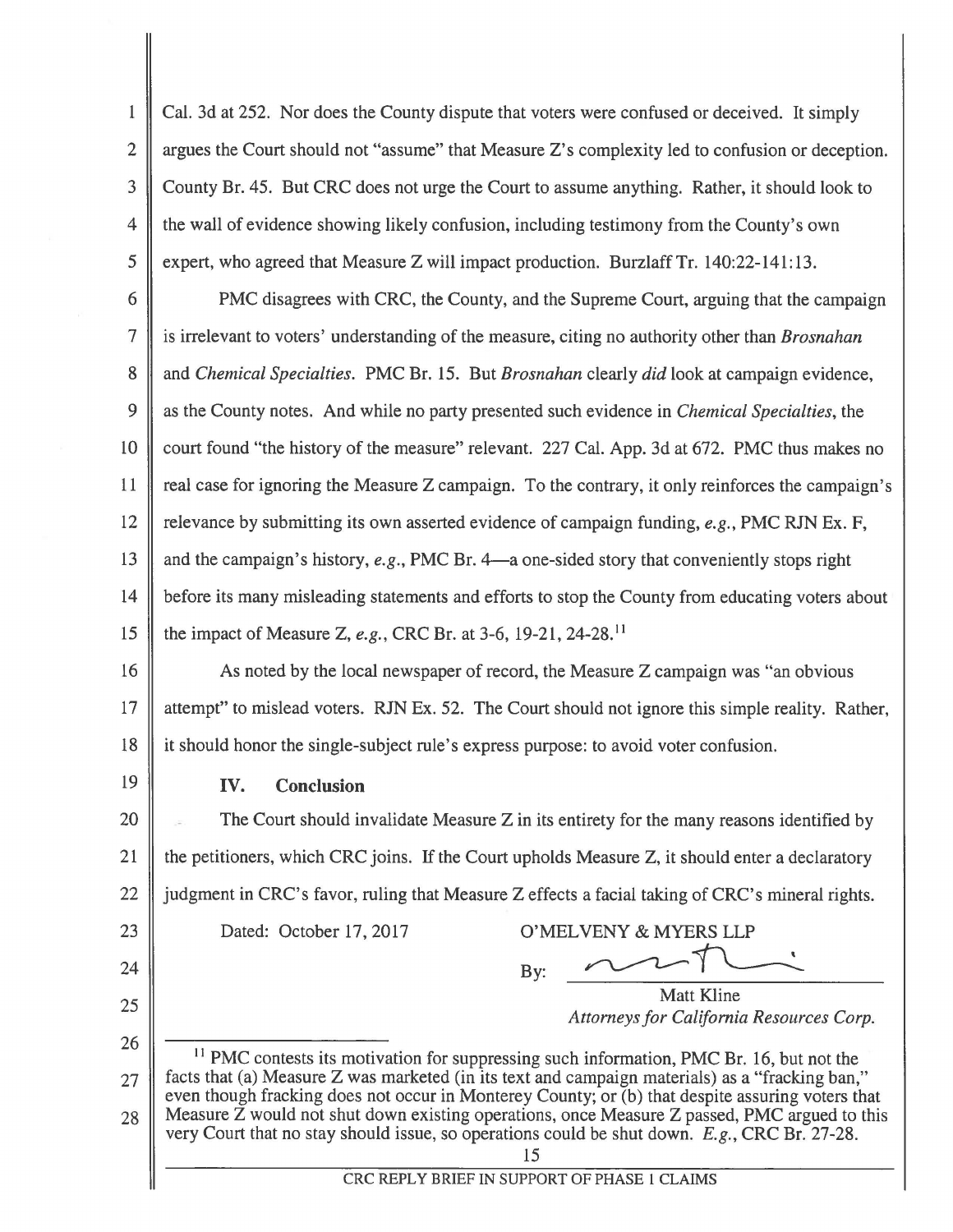Cal. 3d at 252. Nor does the County dispute that voters were confused or deceived. It simply argues the Court should not "assume" that Measure Z's complexity led to confusion or deception. County Br. 45. But CRC does not urge the Court to assume anything. Rather, it should look to the wall of evidence showing likely confusion, including testimony from the County's own expert, who agreed that Measure Z will impact production. Burzlaff Tr. 140:22-141:13.

PMC disagrees with CRC, the County, and the Supreme Court, arguing that the campaign is irrelevant to voters' understanding of the measure, citing no authority other than *Brosnahan* and *Chemical Specialties*. PMC Br. 15. But *Brosnahan* clearly *did* look at campaign evidence, as the County notes. And while no party presented such evidence in *Chemical Specialties*, the court found "the history of the measure" relevant. 227 Cal. App. 3d at 672. PMC thus makes no real case for ignoring the Measure Z campaign. To the contrary, it only reinforces the campaign's relevance by submitting its own asserted evidence of campaign funding, *e.g.*, PMC RJN Ex. F, and the campaign's history, *e.g.*, PMC Br. 4—a one-sided story that conveniently stops right before its many misleading statements and efforts to stop the County from educating voters about the impact of Measure Z, *e.g.*, CRC Br. at 3-6, 19-21, 24-28.[11]

As noted by the local newspaper of record, the Measure Z campaign was "an obvious attempt" to mislead voters. RJN Ex. 52. The Court should not ignore this simple reality. Rather, it should honor the single-subject rule's express purpose: to avoid voter confusion.

## IV. Conclusion

The Court should invalidate Measure Z in its entirety for the many reasons identified by the petitioners, which CRC joins. If the Court upholds Measure Z, it should enter a declaratory judgment in CRC's favor, ruling that Measure Z effects a facial taking of CRC's mineral rights.

Dated: October 17, 2017

O'MELVENY & MYERS LLP

By: ______________________

Matt Kline
*Attorneys for California Resources Corp.*

---

[11] PMC contests its motivation for suppressing such information, PMC Br. 16, but not the facts that (a) Measure Z was marketed (in its text and campaign materials) as a "fracking ban," even though fracking does not occur in Monterey County; or (b) that despite assuring voters that Measure Z would not shut down existing operations, once Measure Z passed, PMC argued to this very Court that no stay should issue, so operations could be shut down. *E.g.*, CRC Br. 27-28.